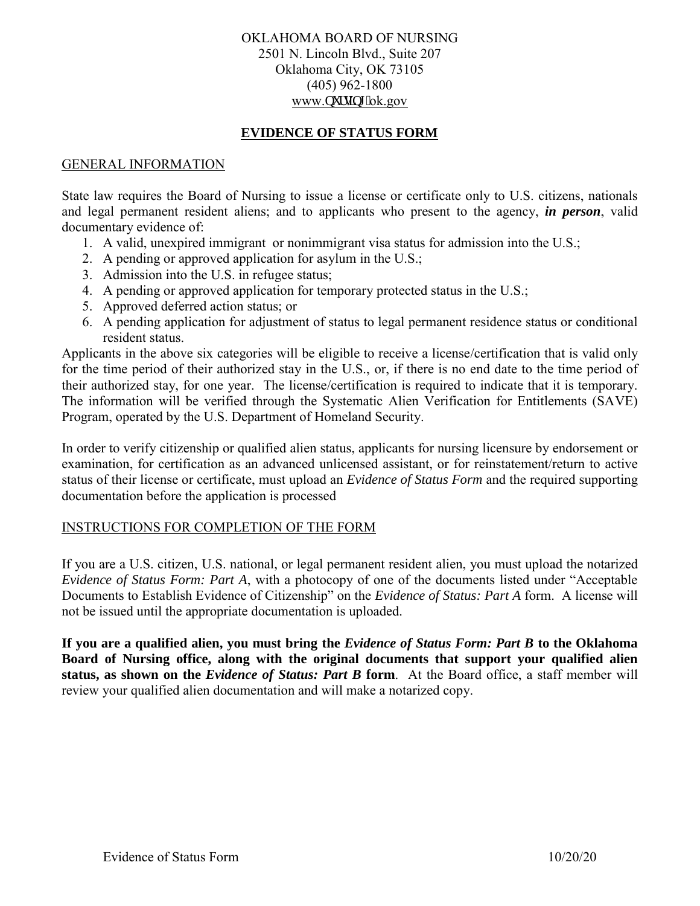OKLAHOMA BOARD OF NURSING
2501 N. Lincoln Blvd., Suite 207
Oklahoma City, OK 73105
(405) 962-1800
www.nursing.ok.gov

# EVIDENCE OF STATUS FORM

## GENERAL INFORMATION

State law requires the Board of Nursing to issue a license or certificate only to U.S. citizens, nationals and legal permanent resident aliens; and to applicants who present to the agency, ***in person***, valid documentary evidence of:

1. A valid, unexpired immigrant or nonimmigrant visa status for admission into the U.S.;
2. A pending or approved application for asylum in the U.S.;
3. Admission into the U.S. in refugee status;
4. A pending or approved application for temporary protected status in the U.S.;
5. Approved deferred action status; or
6. A pending application for adjustment of status to legal permanent residence status or conditional resident status.

Applicants in the above six categories will be eligible to receive a license/certification that is valid only for the time period of their authorized stay in the U.S., or, if there is no end date to the time period of their authorized stay, for one year. The license/certification is required to indicate that it is temporary. The information will be verified through the Systematic Alien Verification for Entitlements (SAVE) Program, operated by the U.S. Department of Homeland Security.

In order to verify citizenship or qualified alien status, applicants for nursing licensure by endorsement or examination, for certification as an advanced unlicensed assistant, or for reinstatement/return to active status of their license or certificate, must upload an *Evidence of Status Form* and the required supporting documentation before the application is processed

## INSTRUCTIONS FOR COMPLETION OF THE FORM

If you are a U.S. citizen, U.S. national, or legal permanent resident alien, you must upload the notarized *Evidence of Status Form: Part A*, with a photocopy of one of the documents listed under "Acceptable Documents to Establish Evidence of Citizenship" on the *Evidence of Status: Part A* form. A license will not be issued until the appropriate documentation is uploaded.

**If you are a qualified alien, you must bring the *Evidence of Status Form: Part B* to the Oklahoma Board of Nursing office, along with the original documents that support your qualified alien status, as shown on the *Evidence of Status: Part B* form**. At the Board office, a staff member will review your qualified alien documentation and will make a notarized copy.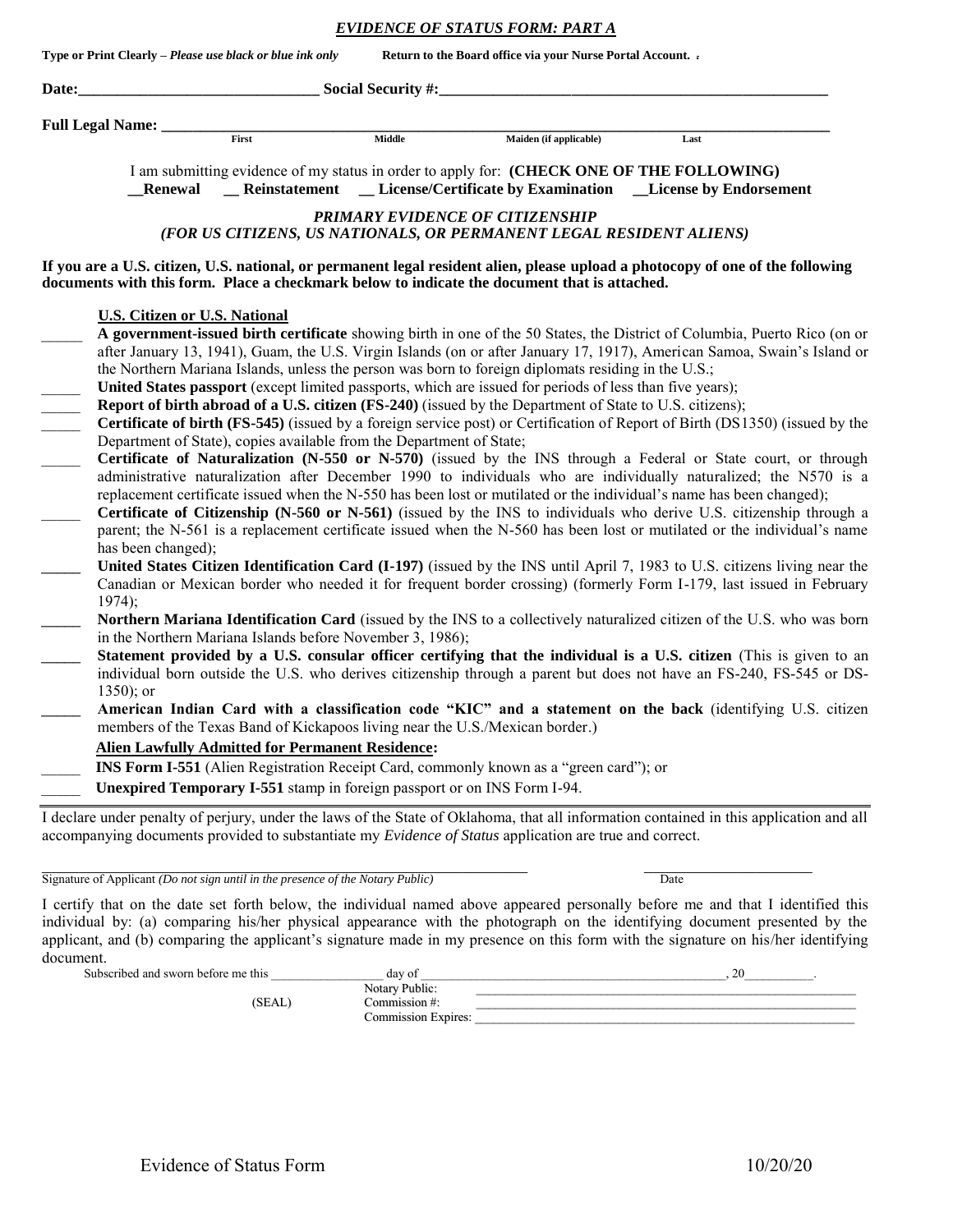# *EVIDENCE OF STATUS FORM: PART A*

**Type or Print Clearly** – *Please use black or blue ink only* **Return to the Board office via your Nurse Portal Account.**

**Date:**_______________________________ **Social Security #:**_____________________________________________________

**Full Legal Name:** ________________________________________________________________________________________

First | Middle | Maiden (if applicable) | Last

I am submitting evidence of my status in order to apply for: **(CHECK ONE OF THE FOLLOWING)**

**__Renewal __ Reinstatement __ License/Certificate by Examination __License by Endorsement**

## *PRIMARY EVIDENCE OF CITIZENSHIP*
### *(FOR US CITIZENS, US NATIONALS, OR PERMANENT LEGAL RESIDENT ALIENS)*

**If you are a U.S. citizen, U.S. national, or permanent legal resident alien, please upload a photocopy of one of the following documents with this form. Place a checkmark below to indicate the document that is attached.**

**U.S. Citizen or U.S. National**

_____ **A government-issued birth certificate** showing birth in one of the 50 States, the District of Columbia, Puerto Rico (on or after January 13, 1941), Guam, the U.S. Virgin Islands (on or after January 17, 1917), American Samoa, Swain's Island or the Northern Mariana Islands, unless the person was born to foreign diplomats residing in the U.S.;

_____ **United States passport** (except limited passports, which are issued for periods of less than five years);

_____ **Report of birth abroad of a U.S. citizen (FS-240)** (issued by the Department of State to U.S. citizens);

_____ **Certificate of birth (FS-545)** (issued by a foreign service post) or Certification of Report of Birth (DS1350) (issued by the Department of State), copies available from the Department of State;

_____ **Certificate of Naturalization (N-550 or N-570)** (issued by the INS through a Federal or State court, or through administrative naturalization after December 1990 to individuals who are individually naturalized; the N570 is a replacement certificate issued when the N-550 has been lost or mutilated or the individual's name has been changed);

_____ **Certificate of Citizenship (N-560 or N-561)** (issued by the INS to individuals who derive U.S. citizenship through a parent; the N-561 is a replacement certificate issued when the N-560 has been lost or mutilated or the individual's name has been changed);

_____ **United States Citizen Identification Card (I-197)** (issued by the INS until April 7, 1983 to U.S. citizens living near the Canadian or Mexican border who needed it for frequent border crossing) (formerly Form I-179, last issued in February 1974);

_____ **Northern Mariana Identification Card** (issued by the INS to a collectively naturalized citizen of the U.S. who was born in the Northern Mariana Islands before November 3, 1986);

_____ **Statement provided by a U.S. consular officer certifying that the individual is a U.S. citizen** (This is given to an individual born outside the U.S. who derives citizenship through a parent but does not have an FS-240, FS-545 or DS-1350); or

_____ **American Indian Card with a classification code "KIC" and a statement on the back** (identifying U.S. citizen members of the Texas Band of Kickapoos living near the U.S./Mexican border.)

**Alien Lawfully Admitted for Permanent Residence:**

_____ **INS Form I-551** (Alien Registration Receipt Card, commonly known as a "green card"); or

_____ **Unexpired Temporary I-551** stamp in foreign passport or on INS Form I-94.

I declare under penalty of perjury, under the laws of the State of Oklahoma, that all information contained in this application and all accompanying documents provided to substantiate my *Evidence of Status* application are true and correct.

_____________________________________________ _______________________

Signature of Applicant *(Do not sign until in the presence of the Notary Public)* Date

I certify that on the date set forth below, the individual named above appeared personally before me and that I identified this individual by: (a) comparing his/her physical appearance with the photograph on the identifying document presented by the applicant, and (b) comparing the applicant's signature made in my presence on this form with the signature on his/her identifying document.

Subscribed and sworn before me this _________________ day of ____________________________________________, 20__________.

(SEAL)

Notary Public: ___________________________________________

Commission #: ___________________________________________

Commission Expires: ______________________________________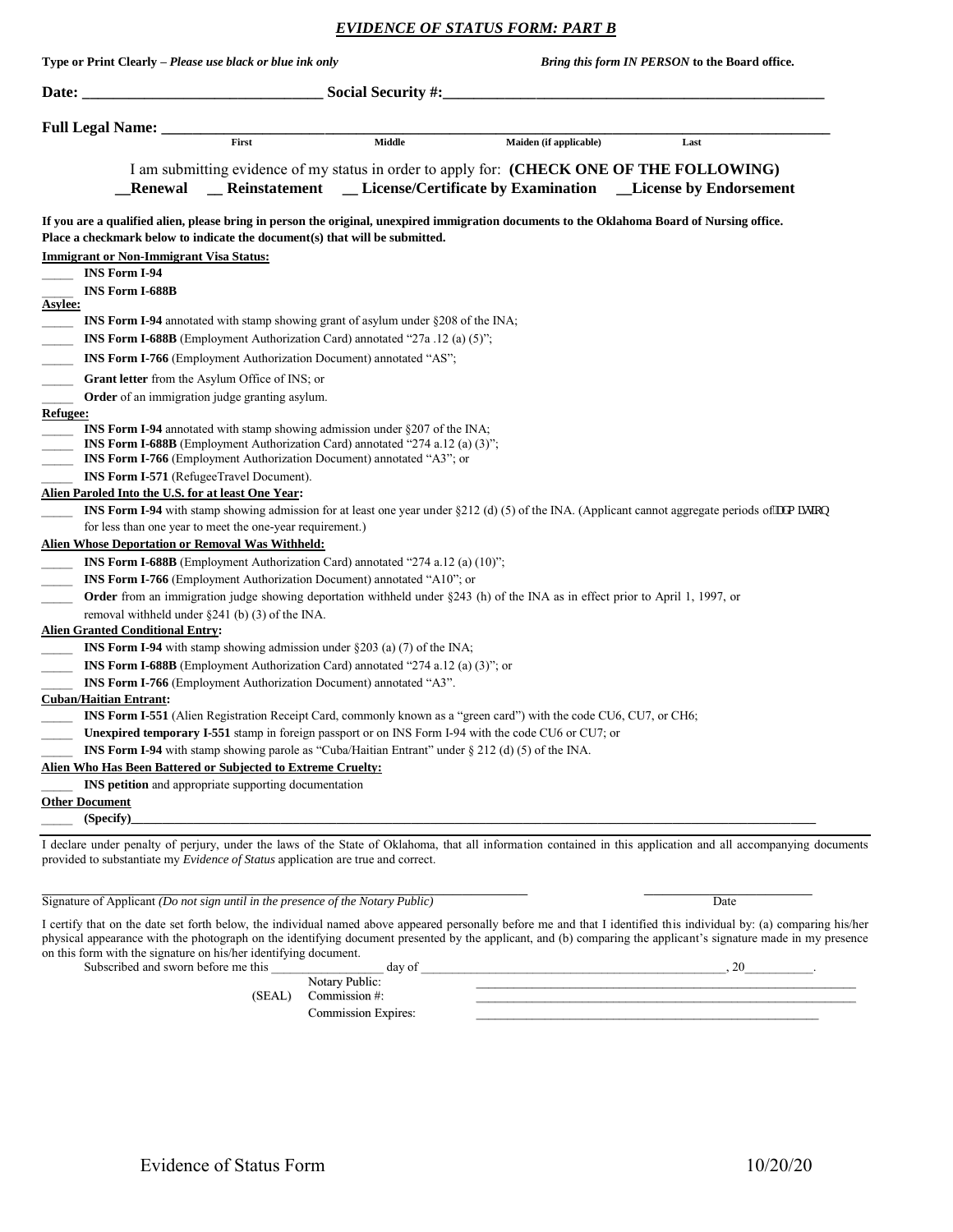# *EVIDENCE OF STATUS FORM: PART B*

**Type or Print Clearly –** ***Please use black or blue ink only*** ***Bring this form IN PERSON*** **to the Board office.**

**Date: _______________________________ Social Security #:_______________________________________________**

**Full Legal Name: ___________________________________________________________________________________**

**First Middle Maiden (if applicable) Last**

I am submitting evidence of my status in order to apply for: **(CHECK ONE OF THE FOLLOWING)**

**__Renewal __ Reinstatement __ License/Certificate by Examination __License by Endorsement**

**If you are a qualified alien, please bring in person the original, unexpired immigration documents to the Oklahoma Board of Nursing office. Place a checkmark below to indicate the document(s) that will be submitted.**

**Immigrant or Non-Immigrant Visa Status:**

_____ **INS Form I-94**
_____ **INS Form I-688B**

**Asylee:**

_____ **INS Form I-94** annotated with stamp showing grant of asylum under §208 of the INA;
_____ **INS Form I-688B** (Employment Authorization Card) annotated "27a .12 (a) (5)";
_____ **INS Form I-766** (Employment Authorization Document) annotated "AS";
_____ **Grant letter** from the Asylum Office of INS; or
_____ **Order** of an immigration judge granting asylum.

**Refugee:**

_____ **INS Form I-94** annotated with stamp showing admission under §207 of the INA;
_____ **INS Form I-688B** (Employment Authorization Card) annotated "274 a.12 (a) (3)";
_____ **INS Form I-766** (Employment Authorization Document) annotated "A3"; or
_____ **INS Form I-571** (RefugeeTravel Document).

**Alien Paroled Into the U.S. for at least One Year:**

_____ **INS Form I-94** with stamp showing admission for at least one year under §212 (d) (5) of the INA. (Applicant cannot aggregate periods of admission for less than one year to meet the one-year requirement.)

**Alien Whose Deportation or Removal Was Withheld:**

_____ **INS Form I-688B** (Employment Authorization Card) annotated "274 a.12 (a) (10)";
_____ **INS Form I-766** (Employment Authorization Document) annotated "A10"; or
_____ **Order** from an immigration judge showing deportation withheld under §243 (h) of the INA as in effect prior to April 1, 1997, or removal withheld under §241 (b) (3) of the INA.

**Alien Granted Conditional Entry:**

_____ **INS Form I-94** with stamp showing admission under §203 (a) (7) of the INA;
_____ **INS Form I-688B** (Employment Authorization Card) annotated "274 a.12 (a) (3)"; or
_____ **INS Form I-766** (Employment Authorization Document) annotated "A3".

**Cuban/Haitian Entrant:**

_____ **INS Form I-551** (Alien Registration Receipt Card, commonly known as a "green card") with the code CU6, CU7, or CH6;
_____ **Unexpired temporary I-551** stamp in foreign passport or on INS Form I-94 with the code CU6 or CU7; or
_____ **INS Form I-94** with stamp showing parole as "Cuba/Haitian Entrant" under § 212 (d) (5) of the INA.

**Alien Who Has Been Battered or Subjected to Extreme Cruelty:**

_____ **INS petition** and appropriate supporting documentation

**Other Document**

_____ **(Specify)**________________________________________________________________________________

I declare under penalty of perjury, under the laws of the State of Oklahoma, that all information contained in this application and all accompanying documents provided to substantiate my *Evidence of Status* application are true and correct.

_______________________________________________ _______________________

Signature of Applicant *(Do not sign until in the presence of the Notary Public)* Date

I certify that on the date set forth below, the individual named above appeared personally before me and that I identified this individual by: (a) comparing his/her physical appearance with the photograph on the identifying document presented by the applicant, and (b) comparing the applicant's signature made in my presence on this form with the signature on his/her identifying document.

Subscribed and sworn before me this _________________ day of _______________________________________, 20__________.

(SEAL)

Notary Public: _______________________________________

Commission #: _______________________________________

Commission Expires: __________________________________

Evidence of Status Form 10/20/20